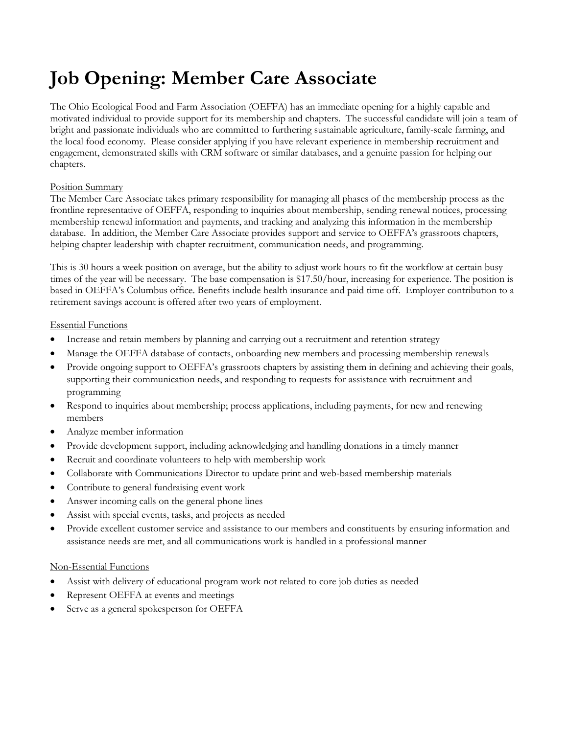# Job Opening: Member Care Associate

The Ohio Ecological Food and Farm Association (OEFFA) has an immediate opening for a highly capable and motivated individual to provide support for its membership and chapters. The successful candidate will join a team of bright and passionate individuals who are committed to furthering sustainable agriculture, family-scale farming, and the local food economy. Please consider applying if you have relevant experience in membership recruitment and engagement, demonstrated skills with CRM software or similar databases, and a genuine passion for helping our chapters.

<u>Position Summary</u>

The Member Care Associate takes primary responsibility for managing all phases of the membership process as the frontline representative of OEFFA, responding to inquiries about membership, sending renewal notices, processing membership renewal information and payments, and tracking and analyzing this information in the membership database. In addition, the Member Care Associate provides support and service to OEFFA's grassroots chapters, helping chapter leadership with chapter recruitment, communication needs, and programming.

This is 30 hours a week position on average, but the ability to adjust work hours to fit the workflow at certain busy times of the year will be necessary. The base compensation is $17.50/hour, increasing for experience. The position is based in OEFFA's Columbus office. Benefits include health insurance and paid time off. Employer contribution to a retirement savings account is offered after two years of employment.

<u>Essential Functions</u>

- Increase and retain members by planning and carrying out a recruitment and retention strategy
- Manage the OEFFA database of contacts, onboarding new members and processing membership renewals
- Provide ongoing support to OEFFA's grassroots chapters by assisting them in defining and achieving their goals, supporting their communication needs, and responding to requests for assistance with recruitment and programming
- Respond to inquiries about membership; process applications, including payments, for new and renewing members
- Analyze member information
- Provide development support, including acknowledging and handling donations in a timely manner
- Recruit and coordinate volunteers to help with membership work
- Collaborate with Communications Director to update print and web-based membership materials
- Contribute to general fundraising event work
- Answer incoming calls on the general phone lines
- Assist with special events, tasks, and projects as needed
- Provide excellent customer service and assistance to our members and constituents by ensuring information and assistance needs are met, and all communications work is handled in a professional manner

<u>Non-Essential Functions</u>

- Assist with delivery of educational program work not related to core job duties as needed
- Represent OEFFA at events and meetings
- Serve as a general spokesperson for OEFFA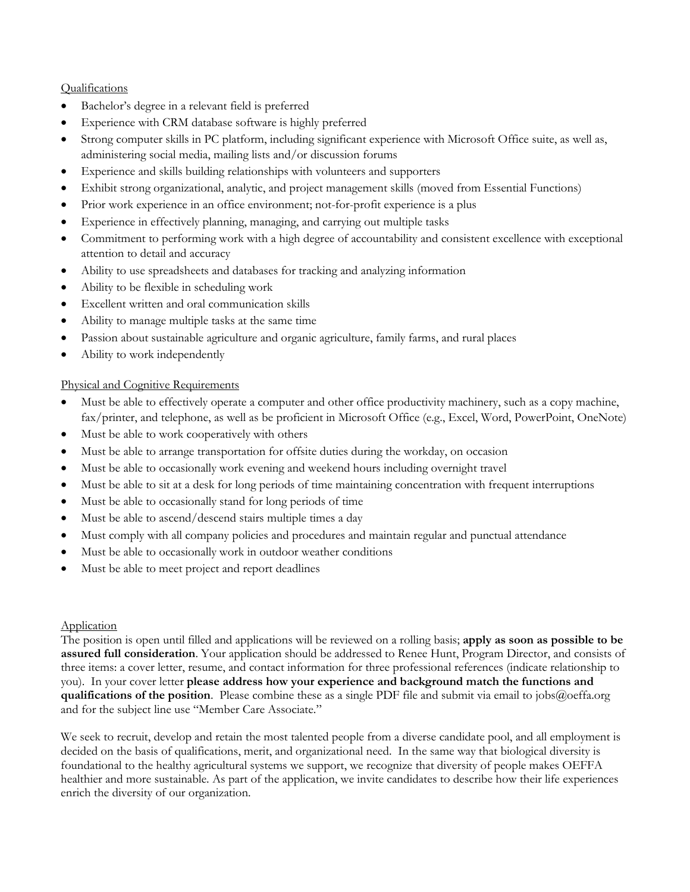Qualifications

- Bachelor's degree in a relevant field is preferred
- Experience with CRM database software is highly preferred
- Strong computer skills in PC platform, including significant experience with Microsoft Office suite, as well as, administering social media, mailing lists and/or discussion forums
- Experience and skills building relationships with volunteers and supporters
- Exhibit strong organizational, analytic, and project management skills (moved from Essential Functions)
- Prior work experience in an office environment; not-for-profit experience is a plus
- Experience in effectively planning, managing, and carrying out multiple tasks
- Commitment to performing work with a high degree of accountability and consistent excellence with exceptional attention to detail and accuracy
- Ability to use spreadsheets and databases for tracking and analyzing information
- Ability to be flexible in scheduling work
- Excellent written and oral communication skills
- Ability to manage multiple tasks at the same time
- Passion about sustainable agriculture and organic agriculture, family farms, and rural places
- Ability to work independently

Physical and Cognitive Requirements

- Must be able to effectively operate a computer and other office productivity machinery, such as a copy machine, fax/printer, and telephone, as well as be proficient in Microsoft Office (e.g., Excel, Word, PowerPoint, OneNote)
- Must be able to work cooperatively with others
- Must be able to arrange transportation for offsite duties during the workday, on occasion
- Must be able to occasionally work evening and weekend hours including overnight travel
- Must be able to sit at a desk for long periods of time maintaining concentration with frequent interruptions
- Must be able to occasionally stand for long periods of time
- Must be able to ascend/descend stairs multiple times a day
- Must comply with all company policies and procedures and maintain regular and punctual attendance
- Must be able to occasionally work in outdoor weather conditions
- Must be able to meet project and report deadlines

Application

The position is open until filled and applications will be reviewed on a rolling basis; **apply as soon as possible to be assured full consideration**. Your application should be addressed to Renee Hunt, Program Director, and consists of three items: a cover letter, resume, and contact information for three professional references (indicate relationship to you). In your cover letter **please address how your experience and background match the functions and qualifications of the position**. Please combine these as a single PDF file and submit via email to jobs@oeffa.org and for the subject line use "Member Care Associate."

We seek to recruit, develop and retain the most talented people from a diverse candidate pool, and all employment is decided on the basis of qualifications, merit, and organizational need. In the same way that biological diversity is foundational to the healthy agricultural systems we support, we recognize that diversity of people makes OEFFA healthier and more sustainable. As part of the application, we invite candidates to describe how their life experiences enrich the diversity of our organization.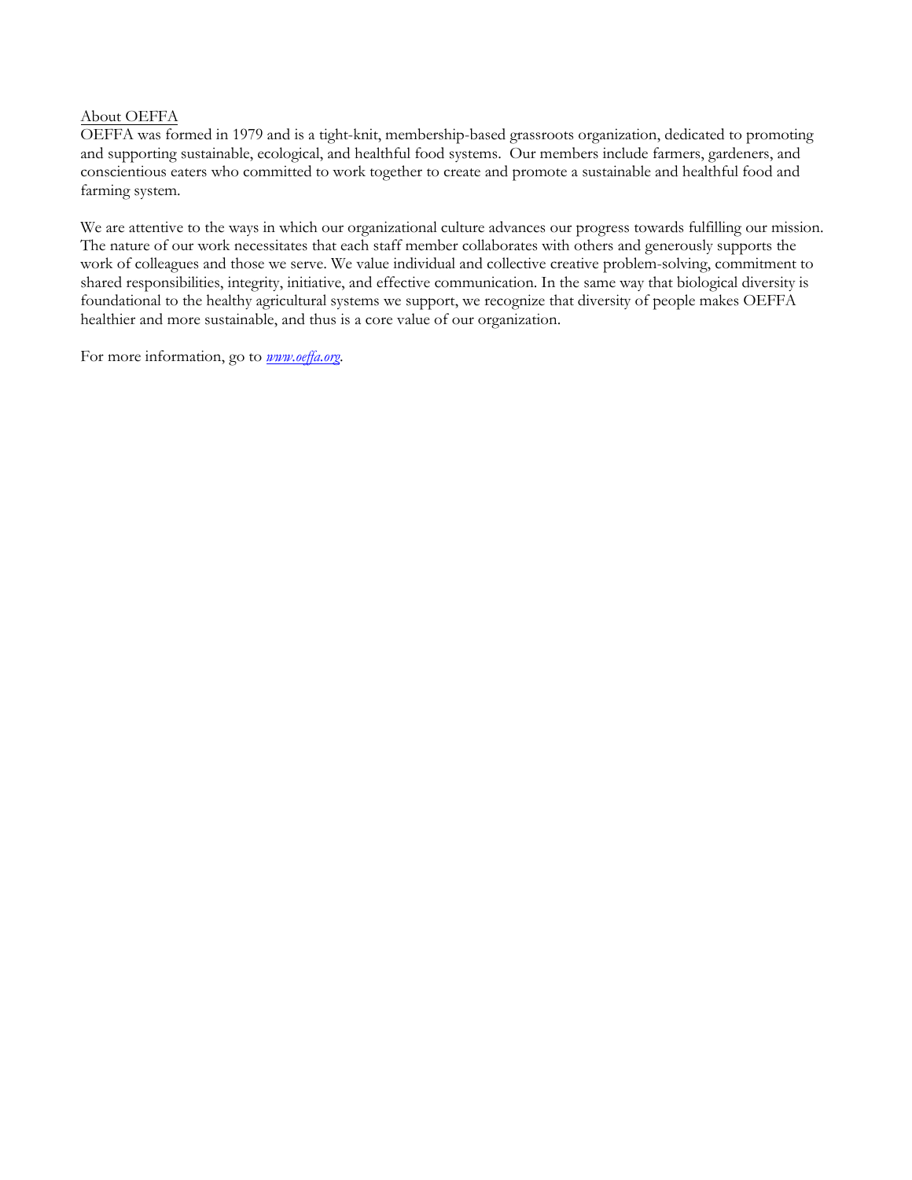About OEFFA

OEFFA was formed in 1979 and is a tight-knit, membership-based grassroots organization, dedicated to promoting and supporting sustainable, ecological, and healthful food systems. Our members include farmers, gardeners, and conscientious eaters who committed to work together to create and promote a sustainable and healthful food and farming system.

We are attentive to the ways in which our organizational culture advances our progress towards fulfilling our mission. The nature of our work necessitates that each staff member collaborates with others and generously supports the work of colleagues and those we serve. We value individual and collective creative problem-solving, commitment to shared responsibilities, integrity, initiative, and effective communication. In the same way that biological diversity is foundational to the healthy agricultural systems we support, we recognize that diversity of people makes OEFFA healthier and more sustainable, and thus is a core value of our organization.

For more information, go to *www.oeffa.org*.